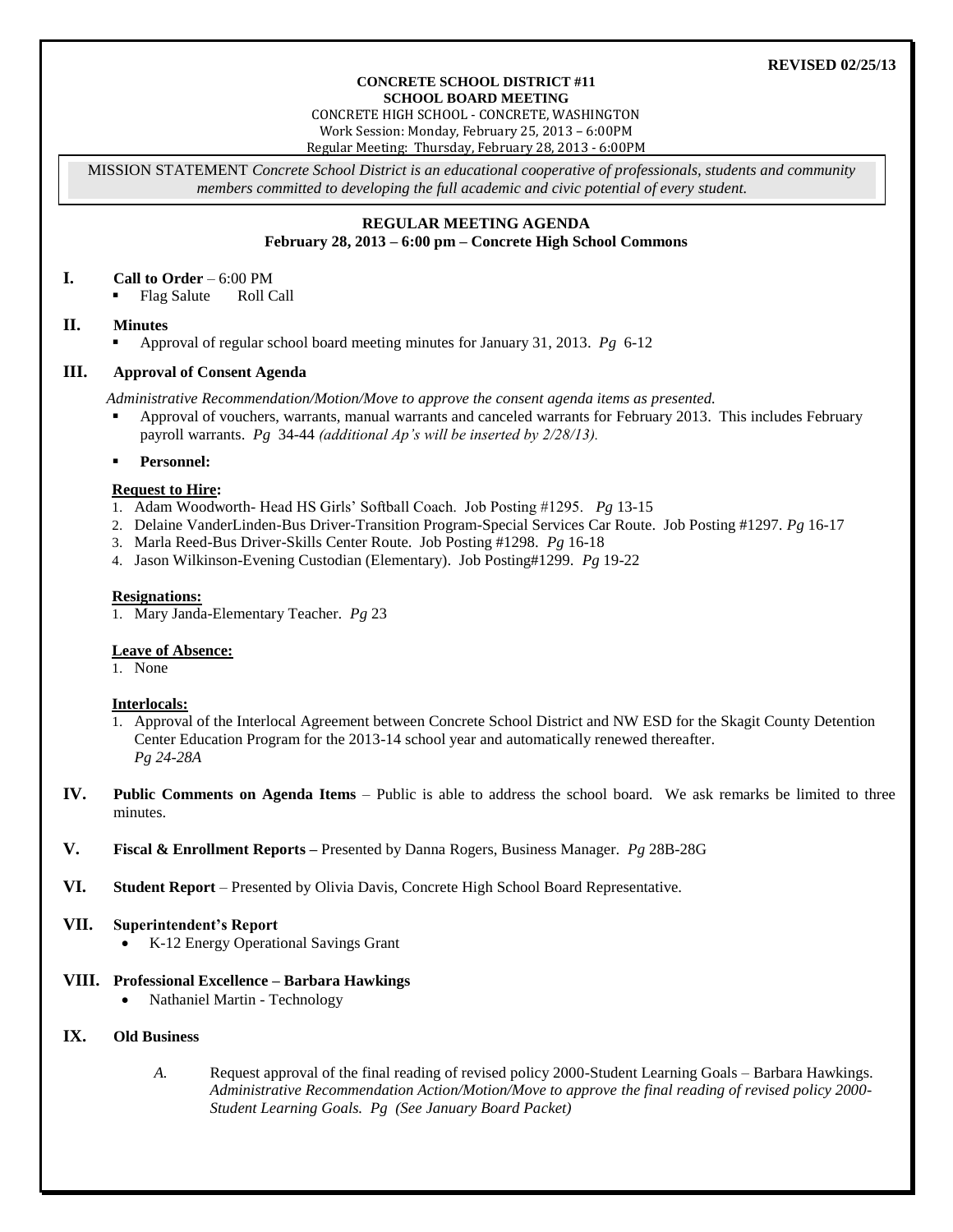**REVISED 02/25/13**

**CONCRETE SCHOOL DISTRICT #11**
**SCHOOL BOARD MEETING**
CONCRETE HIGH SCHOOL - CONCRETE, WASHINGTON
Work Session: Monday, February 25, 2013 – 6:00PM
Regular Meeting: Thursday, February 28, 2013 - 6:00PM

MISSION STATEMENT *Concrete School District is an educational cooperative of professionals, students and community members committed to developing the full academic and civic potential of every student.*

## REGULAR MEETING AGENDA
**February 28, 2013 – 6:00 pm – Concrete High School Commons**

## I. Call to Order – 6:00 PM

- Flag Salute     Roll Call

## II. Minutes

- Approval of regular school board meeting minutes for January 31, 2013. *Pg* 6-12

## III. Approval of Consent Agenda

*Administrative Recommendation/Motion/Move to approve the consent agenda items as presented.*

- Approval of vouchers, warrants, manual warrants and canceled warrants for February 2013. This includes February payroll warrants. *Pg* 34-44 *(additional Ap's will be inserted by 2/28/13).*
- **Personnel:**

**Request to Hire:**

1. Adam Woodworth- Head HS Girls' Softball Coach. Job Posting #1295. *Pg* 13-15
2. Delaine VanderLinden-Bus Driver-Transition Program-Special Services Car Route. Job Posting #1297. *Pg* 16-17
3. Marla Reed-Bus Driver-Skills Center Route. Job Posting #1298. *Pg* 16-18
4. Jason Wilkinson-Evening Custodian (Elementary). Job Posting#1299. *Pg* 19-22

**Resignations:**

1. Mary Janda-Elementary Teacher. *Pg* 23

**Leave of Absence:**

1. None

**Interlocals:**

1. Approval of the Interlocal Agreement between Concrete School District and NW ESD for the Skagit County Detention Center Education Program for the 2013-14 school year and automatically renewed thereafter. *Pg 24-28A*

## IV. Public Comments on Agenda Items – Public is able to address the school board. We ask remarks be limited to three minutes.

## V. Fiscal & Enrollment Reports – Presented by Danna Rogers, Business Manager. *Pg* 28B-28G

## VI. Student Report – Presented by Olivia Davis, Concrete High School Board Representative.

## VII. Superintendent's Report

- K-12 Energy Operational Savings Grant

## VIII. Professional Excellence – Barbara Hawkings

- Nathaniel Martin - Technology

## IX. Old Business

*A.* Request approval of the final reading of revised policy 2000-Student Learning Goals – Barbara Hawkings. *Administrative Recommendation Action/Motion/Move to approve the final reading of revised policy 2000-Student Learning Goals. Pg (See January Board Packet)*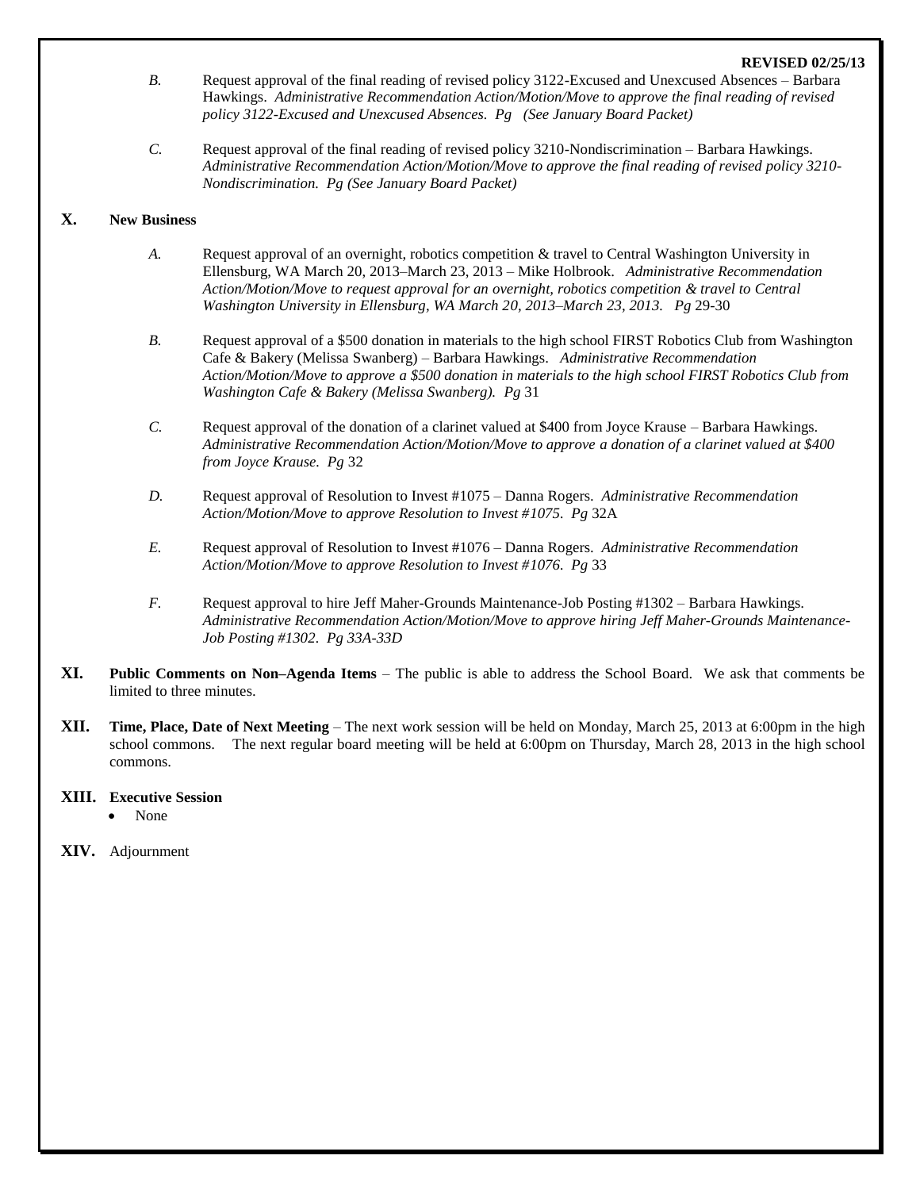**REVISED 02/25/13**

*B.* Request approval of the final reading of revised policy 3122-Excused and Unexcused Absences – Barbara Hawkings. *Administrative Recommendation Action/Motion/Move to approve the final reading of revised policy 3122-Excused and Unexcused Absences. Pg (See January Board Packet)*

*C.* Request approval of the final reading of revised policy 3210-Nondiscrimination – Barbara Hawkings. *Administrative Recommendation Action/Motion/Move to approve the final reading of revised policy 3210-Nondiscrimination. Pg (See January Board Packet)*

## X. New Business

*A.* Request approval of an overnight, robotics competition & travel to Central Washington University in Ellensburg, WA March 20, 2013–March 23, 2013 – Mike Holbrook. *Administrative Recommendation Action/Motion/Move to request approval for an overnight, robotics competition & travel to Central Washington University in Ellensburg, WA March 20, 2013–March 23, 2013. Pg* 29-30

*B.* Request approval of a $500 donation in materials to the high school FIRST Robotics Club from Washington Cafe & Bakery (Melissa Swanberg) – Barbara Hawkings. *Administrative Recommendation Action/Motion/Move to approve a $500 donation in materials to the high school FIRST Robotics Club from Washington Cafe & Bakery (Melissa Swanberg). Pg* 31

*C.* Request approval of the donation of a clarinet valued at $400 from Joyce Krause – Barbara Hawkings. *Administrative Recommendation Action/Motion/Move to approve a donation of a clarinet valued at $400 from Joyce Krause. Pg* 32

*D.* Request approval of Resolution to Invest #1075 – Danna Rogers. *Administrative Recommendation Action/Motion/Move to approve Resolution to Invest #1075. Pg* 32A

*E.* Request approval of Resolution to Invest #1076 – Danna Rogers. *Administrative Recommendation Action/Motion/Move to approve Resolution to Invest #1076. Pg* 33

*F.* Request approval to hire Jeff Maher-Grounds Maintenance-Job Posting #1302 – Barbara Hawkings. *Administrative Recommendation Action/Motion/Move to approve hiring Jeff Maher-Grounds Maintenance-Job Posting #1302. Pg 33A-33D*

**XI. Public Comments on Non–Agenda Items** – The public is able to address the School Board. We ask that comments be limited to three minutes.

**XII. Time, Place, Date of Next Meeting** – The next work session will be held on Monday, March 25, 2013 at 6:00pm in the high school commons. The next regular board meeting will be held at 6:00pm on Thursday, March 28, 2013 in the high school commons.

**XIII. Executive Session**

- None

**XIV.** Adjournment